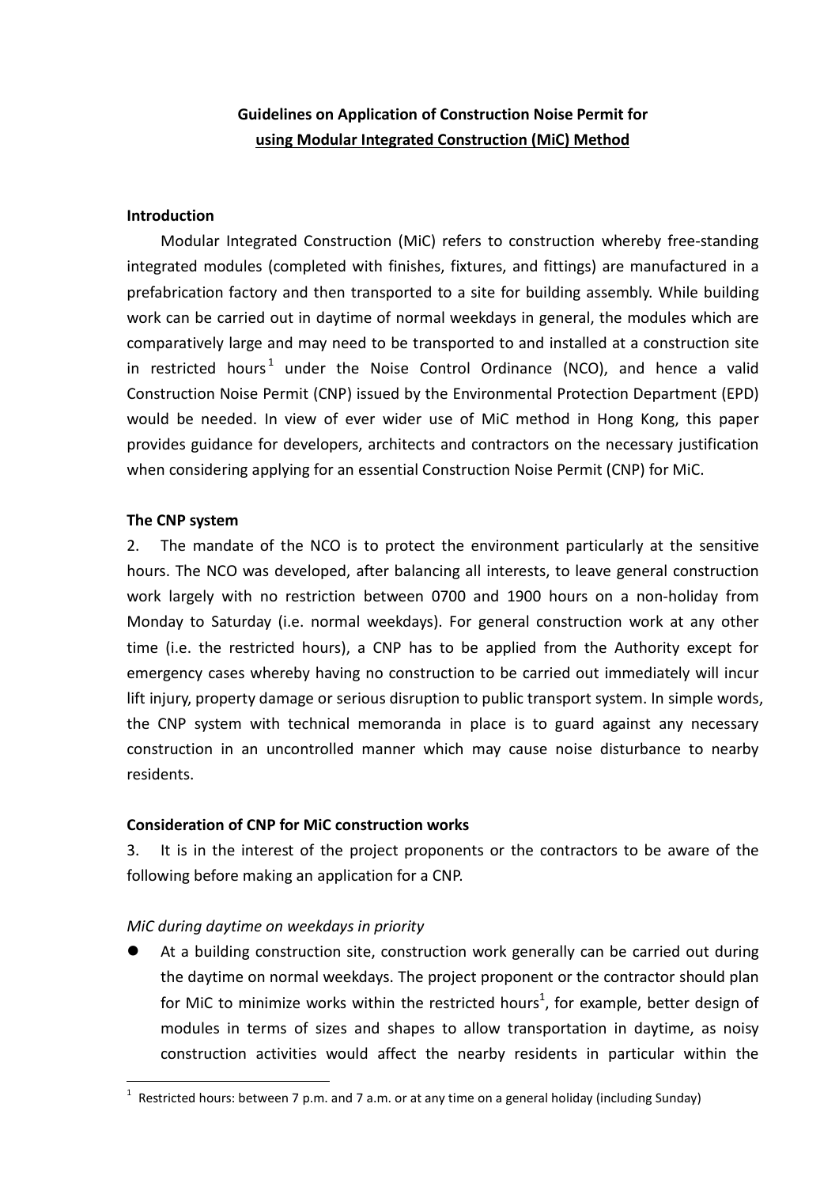**Guidelines on Application of Construction Noise Permit for using Modular Integrated Construction (MiC) Method**

**Introduction**

Modular Integrated Construction (MiC) refers to construction whereby free-standing integrated modules (completed with finishes, fixtures, and fittings) are manufactured in a prefabrication factory and then transported to a site for building assembly. While building work can be carried out in daytime of normal weekdays in general, the modules which are comparatively large and may need to be transported to and installed at a construction site in restricted hours[1] under the Noise Control Ordinance (NCO), and hence a valid Construction Noise Permit (CNP) issued by the Environmental Protection Department (EPD) would be needed. In view of ever wider use of MiC method in Hong Kong, this paper provides guidance for developers, architects and contractors on the necessary justification when considering applying for an essential Construction Noise Permit (CNP) for MiC.

**The CNP system**

2. The mandate of the NCO is to protect the environment particularly at the sensitive hours. The NCO was developed, after balancing all interests, to leave general construction work largely with no restriction between 0700 and 1900 hours on a non-holiday from Monday to Saturday (i.e. normal weekdays). For general construction work at any other time (i.e. the restricted hours), a CNP has to be applied from the Authority except for emergency cases whereby having no construction to be carried out immediately will incur lift injury, property damage or serious disruption to public transport system. In simple words, the CNP system with technical memoranda in place is to guard against any necessary construction in an uncontrolled manner which may cause noise disturbance to nearby residents.

**Consideration of CNP for MiC construction works**

3. It is in the interest of the project proponents or the contractors to be aware of the following before making an application for a CNP.

*MiC during daytime on weekdays in priority*

- At a building construction site, construction work generally can be carried out during the daytime on normal weekdays. The project proponent or the contractor should plan for MiC to minimize works within the restricted hours[1], for example, better design of modules in terms of sizes and shapes to allow transportation in daytime, as noisy construction activities would affect the nearby residents in particular within the

[1] Restricted hours: between 7 p.m. and 7 a.m. or at any time on a general holiday (including Sunday)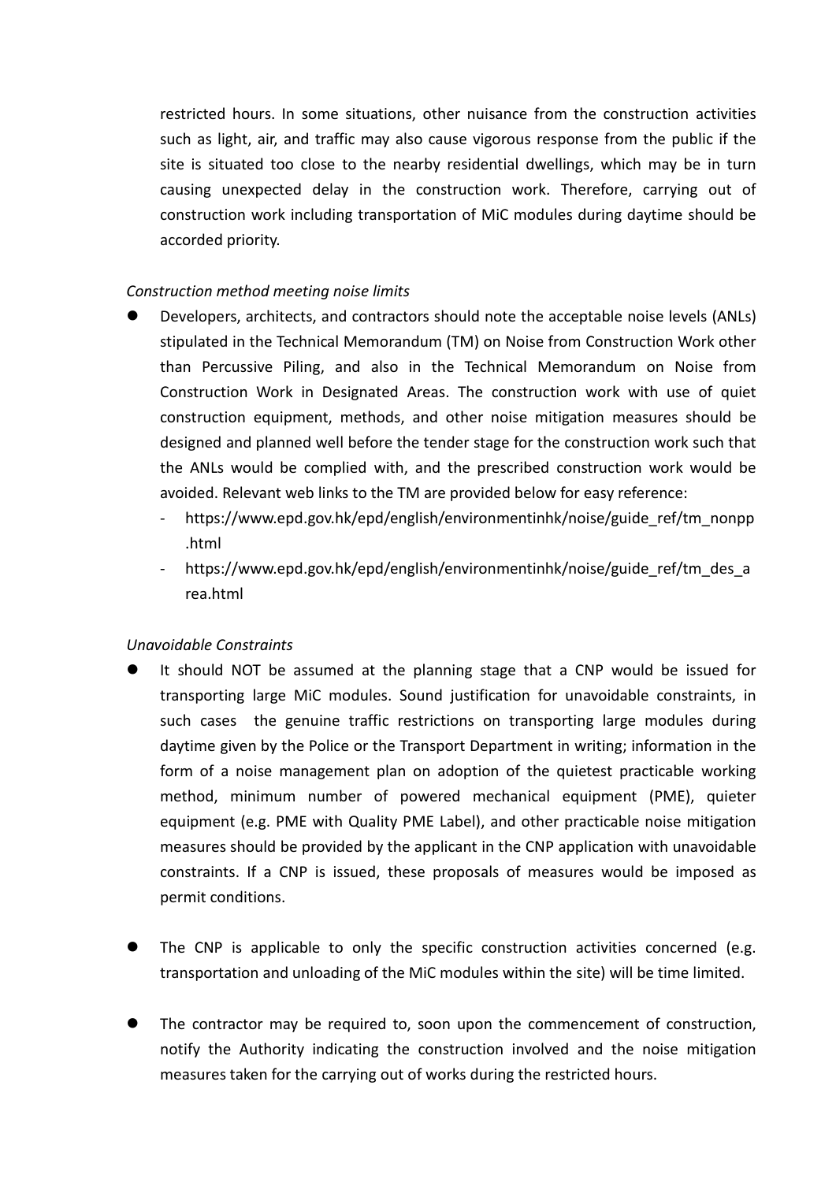restricted hours. In some situations, other nuisance from the construction activities such as light, air, and traffic may also cause vigorous response from the public if the site is situated too close to the nearby residential dwellings, which may be in turn causing unexpected delay in the construction work. Therefore, carrying out of construction work including transportation of MiC modules during daytime should be accorded priority.

*Construction method meeting noise limits*

- Developers, architects, and contractors should note the acceptable noise levels (ANLs) stipulated in the Technical Memorandum (TM) on Noise from Construction Work other than Percussive Piling, and also in the Technical Memorandum on Noise from Construction Work in Designated Areas. The construction work with use of quiet construction equipment, methods, and other noise mitigation measures should be designed and planned well before the tender stage for the construction work such that the ANLs would be complied with, and the prescribed construction work would be avoided. Relevant web links to the TM are provided below for easy reference:
  - https://www.epd.gov.hk/epd/english/environmentinhk/noise/guide_ref/tm_nonpp.html
  - https://www.epd.gov.hk/epd/english/environmentinhk/noise/guide_ref/tm_des_area.html

*Unavoidable Constraints*

- It should NOT be assumed at the planning stage that a CNP would be issued for transporting large MiC modules. Sound justification for unavoidable constraints, in such cases the genuine traffic restrictions on transporting large modules during daytime given by the Police or the Transport Department in writing; information in the form of a noise management plan on adoption of the quietest practicable working method, minimum number of powered mechanical equipment (PME), quieter equipment (e.g. PME with Quality PME Label), and other practicable noise mitigation measures should be provided by the applicant in the CNP application with unavoidable constraints. If a CNP is issued, these proposals of measures would be imposed as permit conditions.

- The CNP is applicable to only the specific construction activities concerned (e.g. transportation and unloading of the MiC modules within the site) will be time limited.

- The contractor may be required to, soon upon the commencement of construction, notify the Authority indicating the construction involved and the noise mitigation measures taken for the carrying out of works during the restricted hours.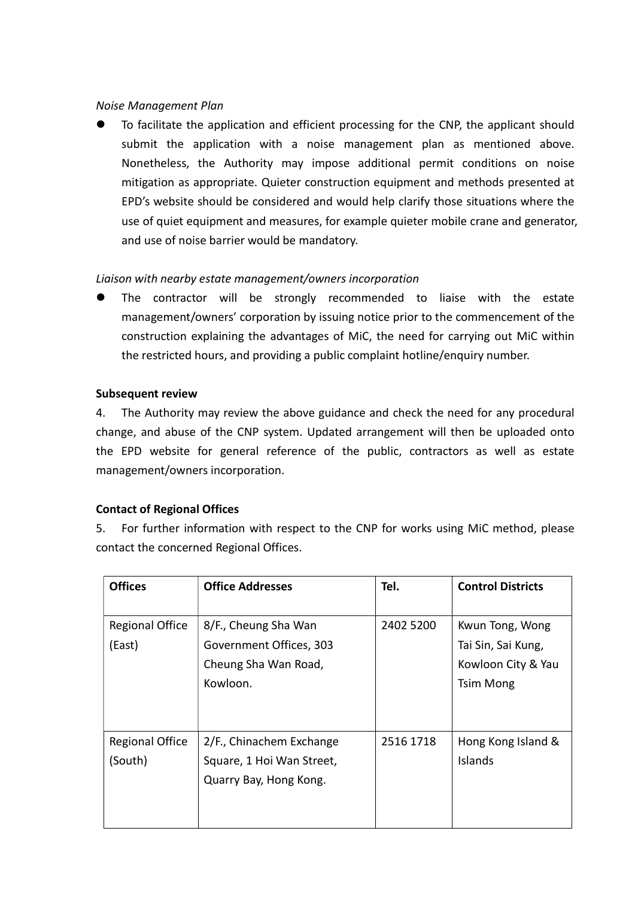*Noise Management Plan*

- To facilitate the application and efficient processing for the CNP, the applicant should submit the application with a noise management plan as mentioned above. Nonetheless, the Authority may impose additional permit conditions on noise mitigation as appropriate. Quieter construction equipment and methods presented at EPD's website should be considered and would help clarify those situations where the use of quiet equipment and measures, for example quieter mobile crane and generator, and use of noise barrier would be mandatory.

*Liaison with nearby estate management/owners incorporation*

- The contractor will be strongly recommended to liaise with the estate management/owners' corporation by issuing notice prior to the commencement of the construction explaining the advantages of MiC, the need for carrying out MiC within the restricted hours, and providing a public complaint hotline/enquiry number.

**Subsequent review**

4. The Authority may review the above guidance and check the need for any procedural change, and abuse of the CNP system. Updated arrangement will then be uploaded onto the EPD website for general reference of the public, contractors as well as estate management/owners incorporation.

**Contact of Regional Offices**

5. For further information with respect to the CNP for works using MiC method, please contact the concerned Regional Offices.

| Offices | Office Addresses | Tel. | Control Districts |
|---|---|---|---|
| Regional Office (East) | 8/F., Cheung Sha Wan Government Offices, 303 Cheung Sha Wan Road, Kowloon. | 2402 5200 | Kwun Tong, Wong Tai Sin, Sai Kung, Kowloon City & Yau Tsim Mong |
| Regional Office (South) | 2/F., Chinachem Exchange Square, 1 Hoi Wan Street, Quarry Bay, Hong Kong. | 2516 1718 | Hong Kong Island & Islands |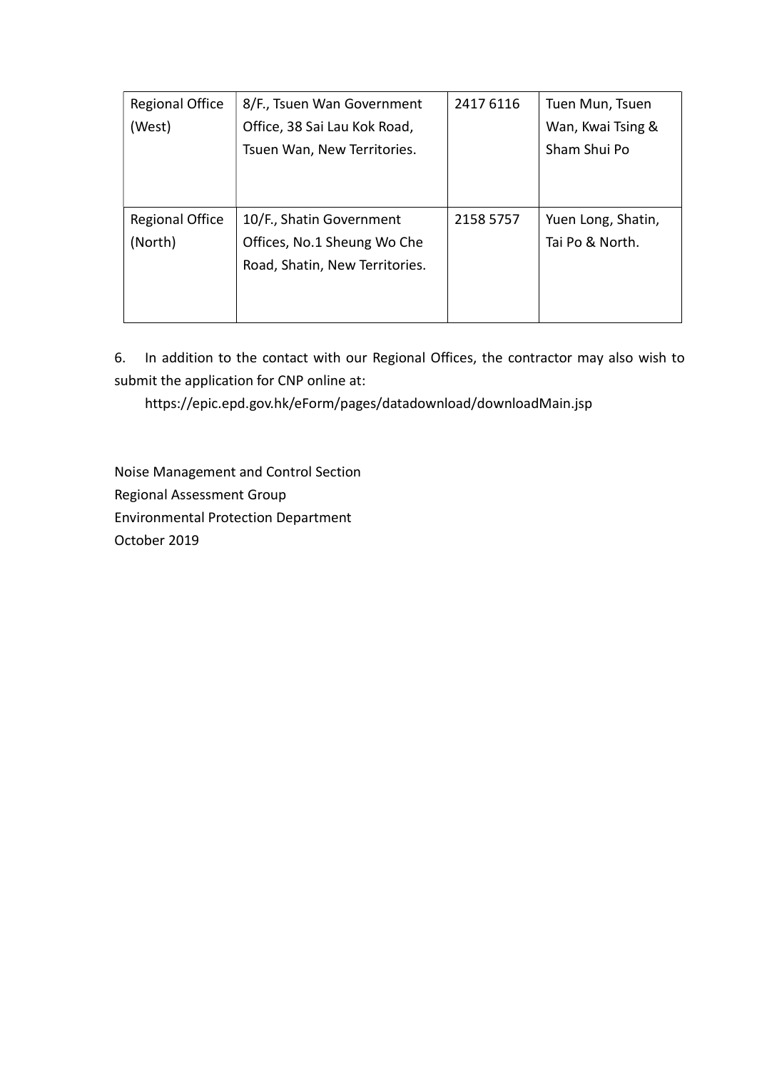| | | | |
|---|---|---|---|
| Regional Office (West) | 8/F., Tsuen Wan Government Office, 38 Sai Lau Kok Road, Tsuen Wan, New Territories. | 2417 6116 | Tuen Mun, Tsuen Wan, Kwai Tsing & Sham Shui Po |
| Regional Office (North) | 10/F., Shatin Government Offices, No.1 Sheung Wo Che Road, Shatin, New Territories. | 2158 5757 | Yuen Long, Shatin, Tai Po & North. |

6. In addition to the contact with our Regional Offices, the contractor may also wish to submit the application for CNP online at:

https://epic.epd.gov.hk/eForm/pages/datadownload/downloadMain.jsp

Noise Management and Control Section
Regional Assessment Group
Environmental Protection Department
October 2019